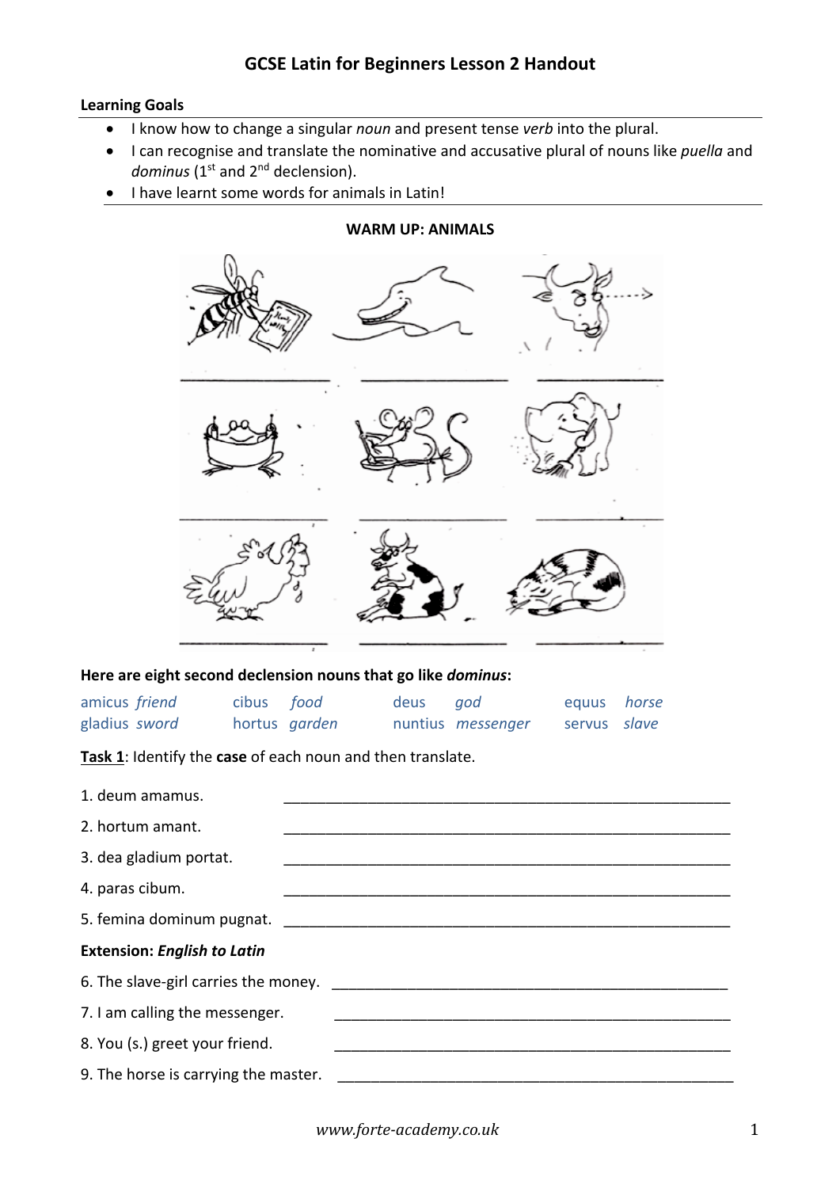# GCSE Latin for Beginners Lesson 2 Handout

**Learning Goals**

- I know how to change a singular *noun* and present tense *verb* into the plural.
- I can recognise and translate the nominative and accusative plural of nouns like *puella* and *dominus* (1st and 2nd declension).
- I have learnt some words for animals in Latin!

**WARM UP: ANIMALS**

______________________ ______________________ ______________________

______________________ ______________________ ______________________

______________________ ______________________ ______________________

**Here are eight second declension nouns that go like *dominus*:**

| | | | |
|---|---|---|---|
| amicus *friend* | cibus *food* | deus *god* | equus *horse* |
| gladius *sword* | hortus *garden* | nuntius *messenger* | servus *slave* |

**Task 1**: Identify the **case** of each noun and then translate.

1. deum amamus. ______________________________________________________

2. hortum amant. ______________________________________________________

3. dea gladium portat. ______________________________________________________

4. paras cibum. ______________________________________________________

5. femina dominum pugnat. ______________________________________________________

**Extension: *English to Latin***

6. The slave-girl carries the money. ______________________________________________

7. I am calling the messenger. ______________________________________________

8. You (s.) greet your friend. ______________________________________________

9. The horse is carrying the master. ______________________________________________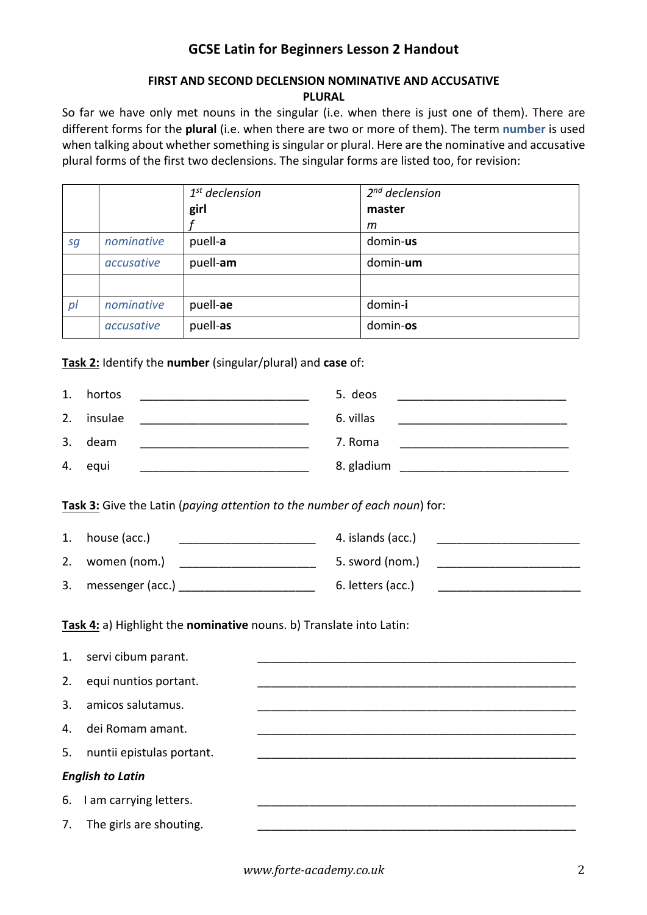# GCSE Latin for Beginners Lesson 2 Handout

## FIRST AND SECOND DECLENSION NOMINATIVE AND ACCUSATIVE PLURAL

So far we have only met nouns in the singular (i.e. when there is just one of them). There are different forms for the **plural** (i.e. when there are two or more of them). The term **number** is used when talking about whether something is singular or plural. Here are the nominative and accusative plural forms of the first two declensions. The singular forms are listed too, for revision:

| | | *1st declension* **girl** *f* | *2nd declension* **master** *m* |
|---|---|---|---|
| *sg* | *nominative* | puell-**a** | domin-**us** |
| | *accusative* | puell-**am** | domin-**um** |
| | | | |
| *pl* | *nominative* | puell-**ae** | domin-**i** |
| | *accusative* | puell-**as** | domin-**os** |

**Task 2:** Identify the **number** (singular/plural) and **case** of:

1. hortos ___________________________
2. insulae ___________________________
3. deam ___________________________
4. equi ___________________________
5. deos ___________________________
6. villas ___________________________
7. Roma ___________________________
8. gladium ___________________________

**Task 3:** Give the Latin (*paying attention to the number of each noun*) for:

1. house (acc.) _____________________
2. women (nom.) _____________________
3. messenger (acc.) _____________________
4. islands (acc.) _____________________
5. sword (nom.) _____________________
6. letters (acc.) _____________________

**Task 4:** a) Highlight the **nominative** nouns. b) Translate into Latin:

1. servi cibum parant. ___________________________________________________
2. equi nuntios portant. ___________________________________________________
3. amicos salutamus. ___________________________________________________
4. dei Romam amant. ___________________________________________________
5. nuntii epistulas portant. ___________________________________________________

***English to Latin***

6. I am carrying letters. ___________________________________________________
7. The girls are shouting. ___________________________________________________

*www.forte-academy.co.uk*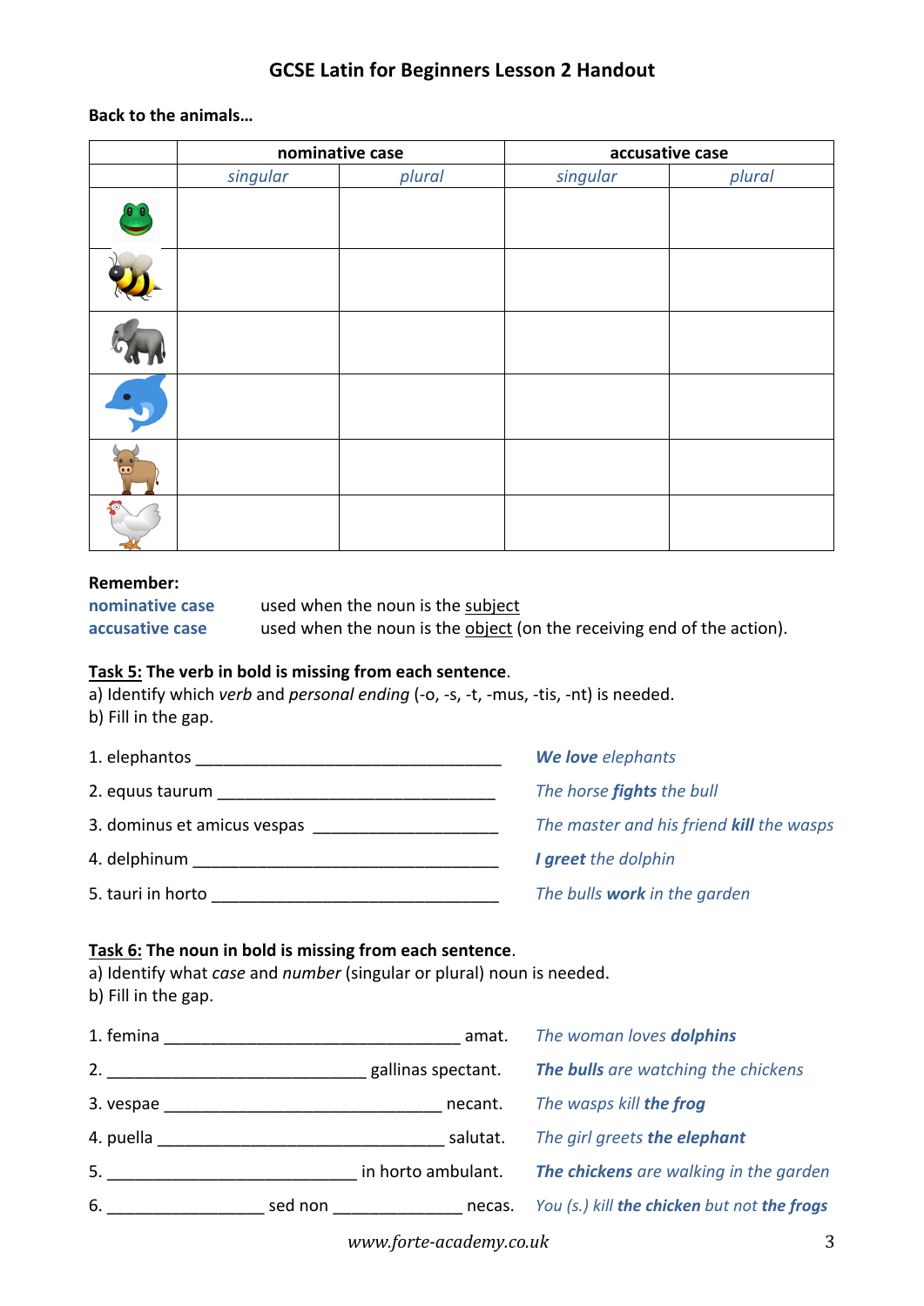## GCSE Latin for Beginners Lesson 2 Handout

**Back to the animals…**

| | nominative case | | accusative case | |
|---|---|---|---|---|
| | *singular* | *plural* | *singular* | *plural* |
| | | | | |
| | | | | |
| | | | | |
| | | | | |
| | | | | |
| | | | | |

**Remember:**

**nominative case** — used when the noun is the subject

**accusative case** — used when the noun is the object (on the receiving end of the action).

**Task 5: The verb in bold is missing from each sentence.**

a) Identify which *verb* and *personal ending* (-o, -s, -t, -mus, -tis, -nt) is needed.
b) Fill in the gap.

1. elephantos ______________________ — ***We love** elephants*
2. equus taurum ______________________ — *The horse **fights** the bull*
3. dominus et amicus vespas ______________________ — *The master and his friend **kill** the wasps*
4. delphinum ______________________ — ***I greet** the dolphin*
5. tauri in horto ______________________ — *The bulls **work** in the garden*

**Task 6: The noun in bold is missing from each sentence.**

a) Identify what *case* and *number* (singular or plural) noun is needed.
b) Fill in the gap.

1. femina ______________________ amat. — *The woman loves **dolphins***
2. ______________________ gallinas spectant. — ***The bulls** are watching the chickens*
3. vespae ______________________ necant. — *The wasps kill **the frog***
4. puella ______________________ salutat. — *The girl greets **the elephant***
5. ______________________ in horto ambulant. — ***The chickens** are walking in the garden*
6. ______________ sed non ______________ necas. — *You (s.) kill **the chicken** but not **the frogs***

www.forte-academy.co.uk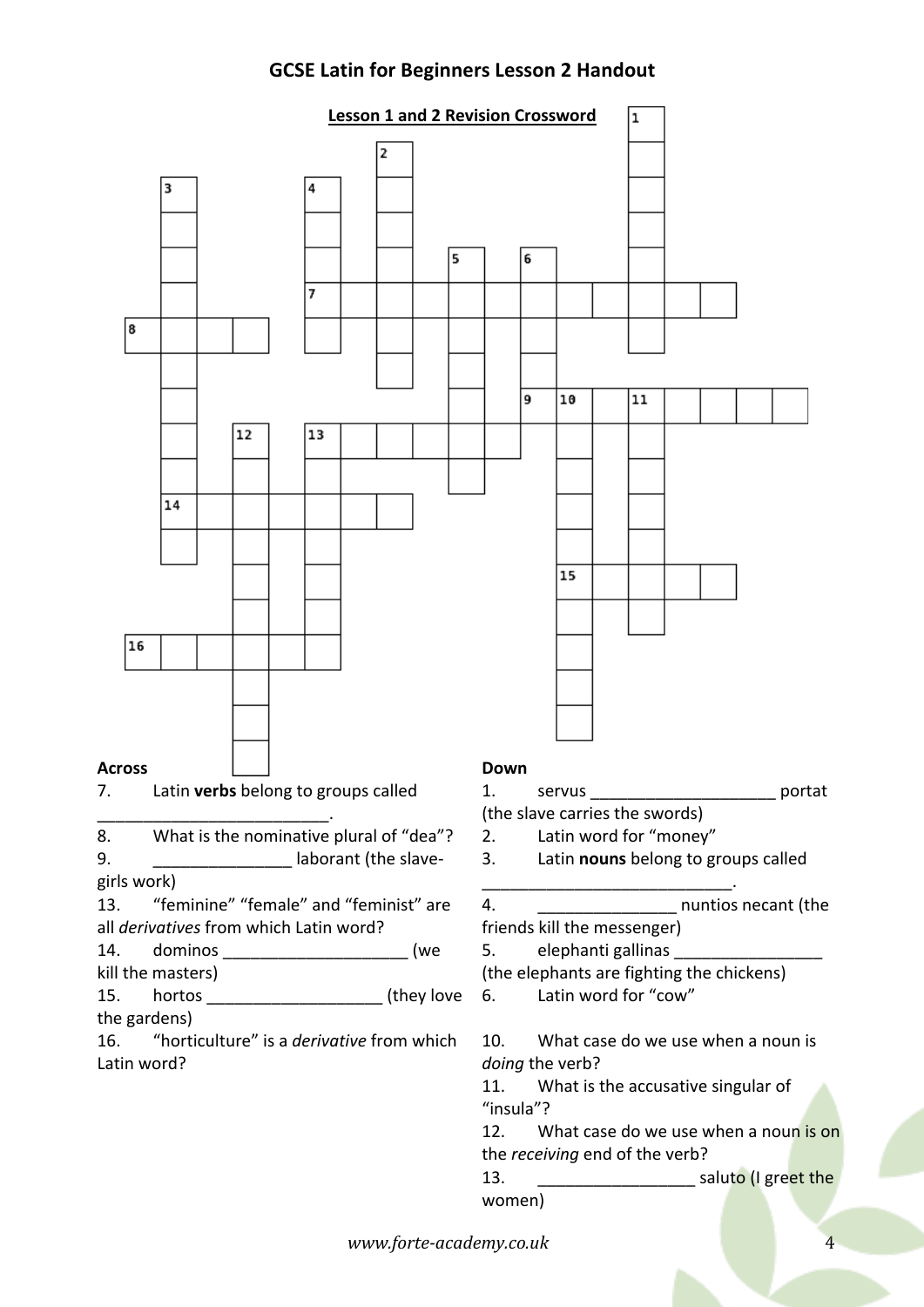# GCSE Latin for Beginners Lesson 2 Handout

## Lesson 1 and 2 Revision Crossword

**Across**

7. Latin **verbs** belong to groups called \_\_\_\_\_\_\_\_\_\_\_\_\_\_\_\_\_\_\_\_\_\_\_\_\_\_\_.
8. What is the nominative plural of "dea"?
9. \_\_\_\_\_\_\_\_\_\_\_\_\_\_\_\_ laborant (the slave-girls work)
13. "feminine" "female" and "feminist" are all *derivatives* from which Latin word?
14. dominos \_\_\_\_\_\_\_\_\_\_\_\_\_\_\_\_\_\_\_\_ (we kill the masters)
15. hortos \_\_\_\_\_\_\_\_\_\_\_\_\_\_\_\_\_\_\_\_ (they love the gardens)
16. "horticulture" is a *derivative* from which Latin word?

**Down**

1. servus \_\_\_\_\_\_\_\_\_\_\_\_\_\_\_\_\_\_\_\_\_ portat (the slave carries the swords)
2. Latin word for "money"
3. Latin **nouns** belong to groups called \_\_\_\_\_\_\_\_\_\_\_\_\_\_\_\_\_\_\_\_\_\_\_\_\_\_\_\_\_.
4. \_\_\_\_\_\_\_\_\_\_\_\_\_\_\_\_ nuntios necant (the friends kill the messenger)
5. elephanti gallinas \_\_\_\_\_\_\_\_\_\_\_\_\_\_\_\_ (the elephants are fighting the chickens)
6. Latin word for "cow"
10. What case do we use when a noun is *doing* the verb?
11. What is the accusative singular of "insula"?
12. What case do we use when a noun is on the *receiving* end of the verb?
13. \_\_\_\_\_\_\_\_\_\_\_\_\_\_\_\_\_\_ saluto (I greet the women)

www.forte-academy.co.uk